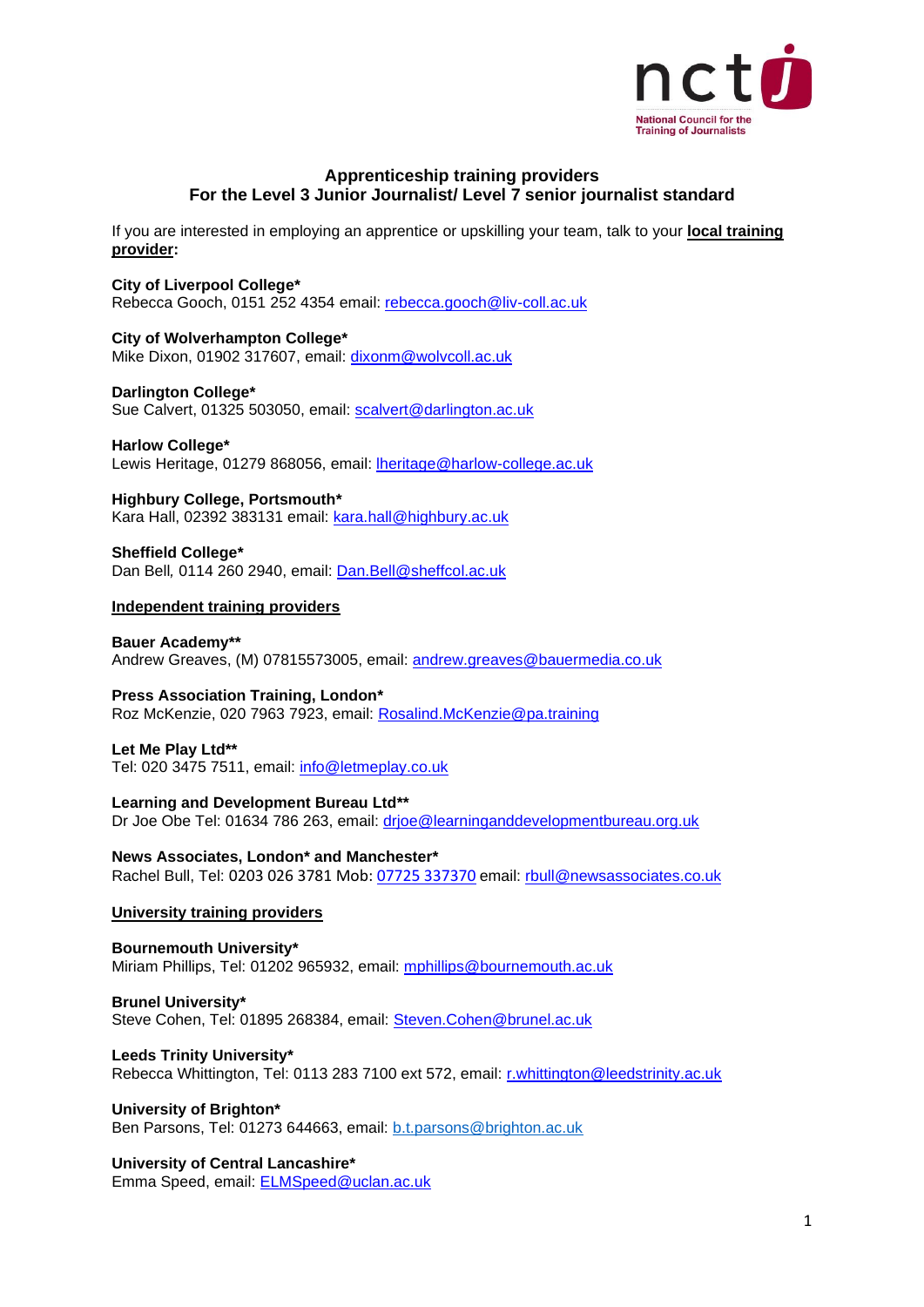# Apprenticeship training providers
## For the Level 3 Junior Journalist/ Level 7 senior journalist standard

If you are interested in employing an apprentice or upskilling your team, talk to your **local training provider**:

**City of Liverpool College***
Rebecca Gooch, 0151 252 4354 email: rebecca.gooch@liv-coll.ac.uk

**City of Wolverhampton College***
Mike Dixon, 01902 317607, email: dixonm@wolvcoll.ac.uk

**Darlington College***
Sue Calvert, 01325 503050, email: scalvert@darlington.ac.uk

**Harlow College***
Lewis Heritage, 01279 868056, email: lheritage@harlow-college.ac.uk

**Highbury College, Portsmouth***
Kara Hall, 02392 383131 email: kara.hall@highbury.ac.uk

**Sheffield College***
Dan Bell, 0114 260 2940, email: Dan.Bell@sheffcol.ac.uk

**Independent training providers**

**Bauer Academy****
Andrew Greaves, (M) 07815573005, email: andrew.greaves@bauermedia.co.uk

**Press Association Training, London***
Roz McKenzie, 020 7963 7923, email: Rosalind.McKenzie@pa.training

**Let Me Play Ltd****
Tel: 020 3475 7511, email: info@letmeplay.co.uk

**Learning and Development Bureau Ltd****
Dr Joe Obe Tel: 01634 786 263, email: drjoe@learninganddevelopmentbureau.org.uk

**News Associates, London* and Manchester***
Rachel Bull, Tel: 0203 026 3781 Mob: 07725 337370 email: rbull@newsassociates.co.uk

**University training providers**

**Bournemouth University***
Miriam Phillips, Tel: 01202 965932, email: mphillips@bournemouth.ac.uk

**Brunel University***
Steve Cohen, Tel: 01895 268384, email: Steven.Cohen@brunel.ac.uk

**Leeds Trinity University***
Rebecca Whittington, Tel: 0113 283 7100 ext 572, email: r.whittington@leedstrinity.ac.uk

**University of Brighton***
Ben Parsons, Tel: 01273 644663, email: b.t.parsons@brighton.ac.uk

**University of Central Lancashire***
Emma Speed, email: ELMSpeed@uclan.ac.uk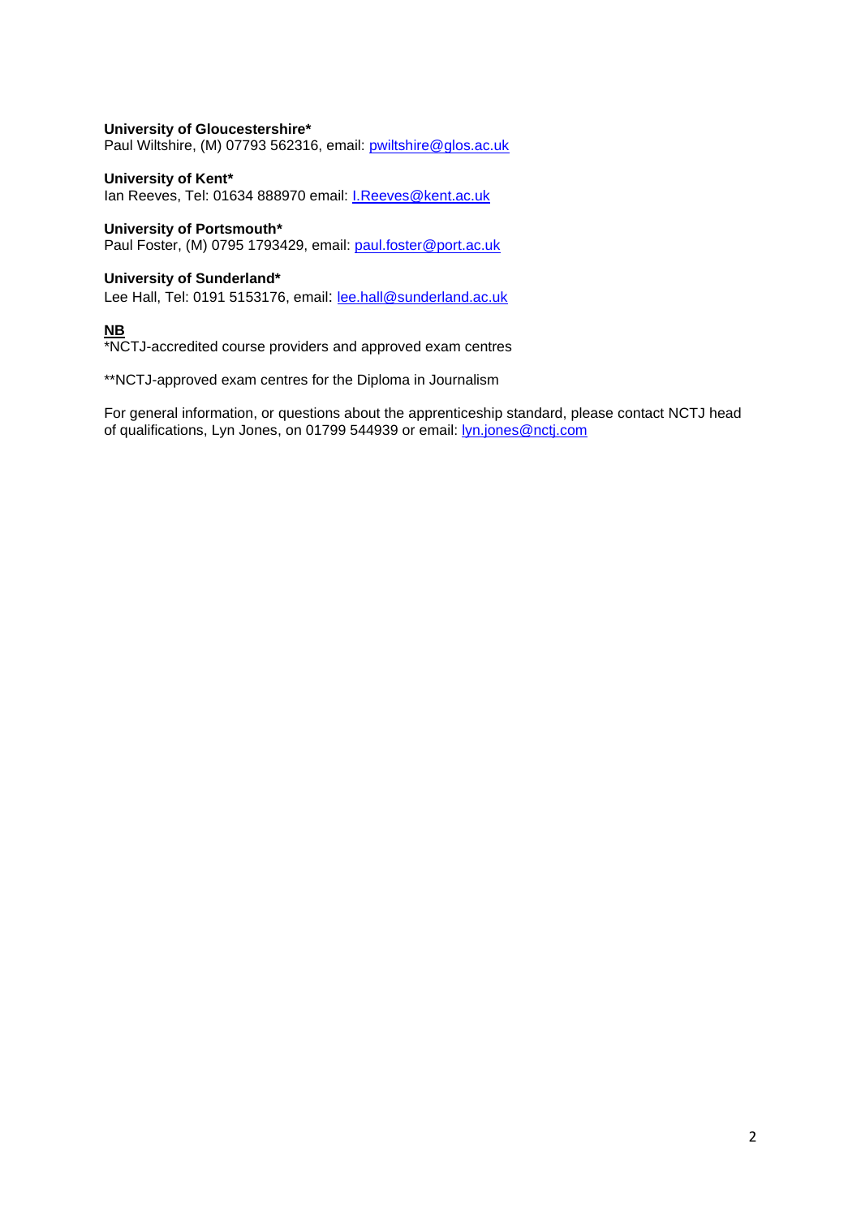**University of Gloucestershire***
Paul Wiltshire, (M) 07793 562316, email: pwiltshire@glos.ac.uk

**University of Kent***
Ian Reeves, Tel: 01634 888970 email: I.Reeves@kent.ac.uk

**University of Portsmouth***
Paul Foster, (M) 0795 1793429, email: paul.foster@port.ac.uk

**University of Sunderland***
Lee Hall, Tel: 0191 5153176, email: lee.hall@sunderland.ac.uk

**NB**
*NCTJ-accredited course providers and approved exam centres

**NCTJ-approved exam centres for the Diploma in Journalism

For general information, or questions about the apprenticeship standard, please contact NCTJ head of qualifications, Lyn Jones, on 01799 544939 or email: lyn.jones@nctj.com